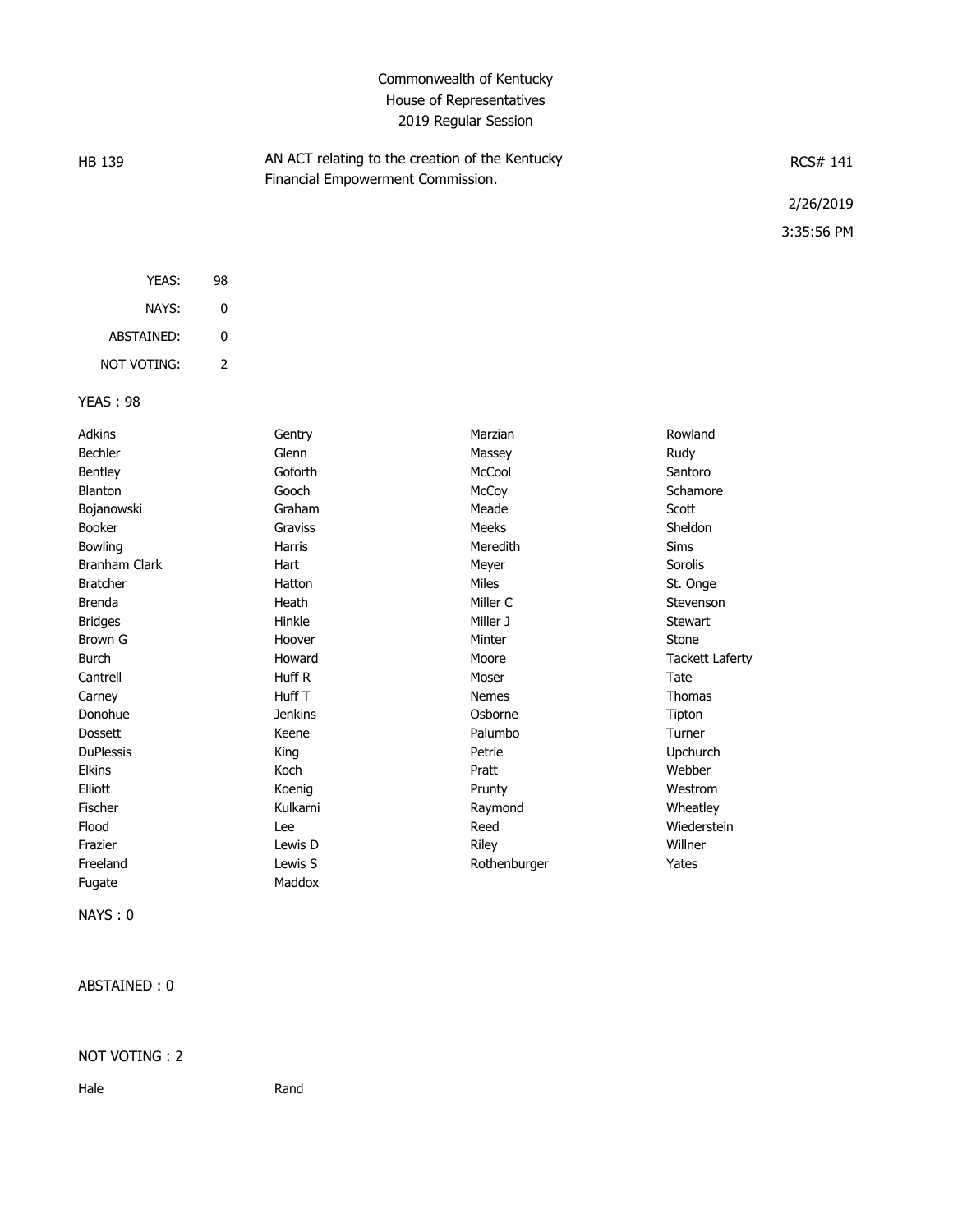Commonwealth of Kentucky
House of Representatives
2019 Regular Session

HB 139

AN ACT relating to the creation of the Kentucky Financial Empowerment Commission.

RCS# 141

2/26/2019

3:35:56 PM

| | |
|---|---|
| YEAS: | 98 |
| NAYS: | 0 |
| ABSTAINED: | 0 |
| NOT VOTING: | 2 |

YEAS : 98

| | | | |
|---|---|---|---|
| Adkins | Gentry | Marzian | Rowland |
| Bechler | Glenn | Massey | Rudy |
| Bentley | Goforth | McCool | Santoro |
| Blanton | Gooch | McCoy | Schamore |
| Bojanowski | Graham | Meade | Scott |
| Booker | Graviss | Meeks | Sheldon |
| Bowling | Harris | Meredith | Sims |
| Branham Clark | Hart | Meyer | Sorolis |
| Bratcher | Hatton | Miles | St. Onge |
| Brenda | Heath | Miller C | Stevenson |
| Bridges | Hinkle | Miller J | Stewart |
| Brown G | Hoover | Minter | Stone |
| Burch | Howard | Moore | Tackett Laferty |
| Cantrell | Huff R | Moser | Tate |
| Carney | Huff T | Nemes | Thomas |
| Donohue | Jenkins | Osborne | Tipton |
| Dossett | Keene | Palumbo | Turner |
| DuPlessis | King | Petrie | Upchurch |
| Elkins | Koch | Pratt | Webber |
| Elliott | Koenig | Prunty | Westrom |
| Fischer | Kulkarni | Raymond | Wheatley |
| Flood | Lee | Reed | Wiederstein |
| Frazier | Lewis D | Riley | Willner |
| Freeland | Lewis S | Rothenburger | Yates |
| Fugate | Maddox | | |

NAYS : 0

ABSTAINED : 0

NOT VOTING : 2

| | |
|---|---|
| Hale | Rand |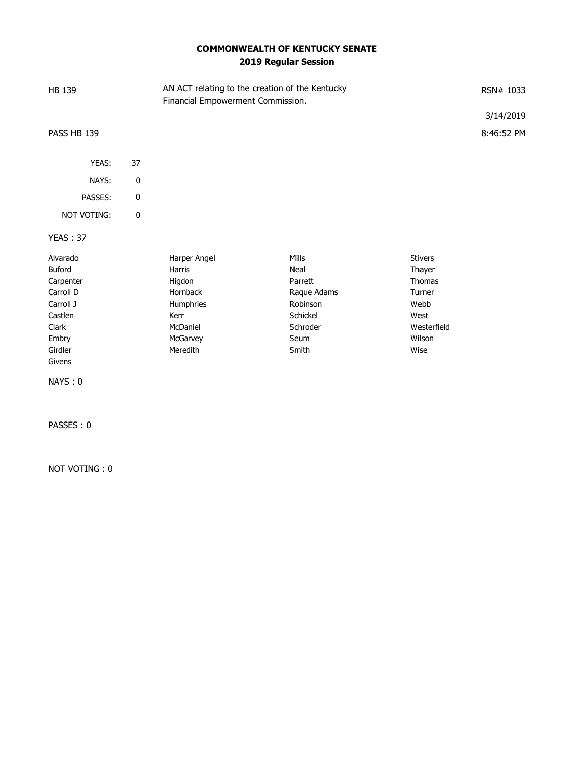**COMMONWEALTH OF KENTUCKY SENATE**
**2019 Regular Session**

HB 139

AN ACT relating to the creation of the Kentucky Financial Empowerment Commission.

RSN# 1033

3/14/2019

PASS HB 139

8:46:52 PM

| | |
|---|---|
| YEAS: | 37 |
| NAYS: | 0 |
| PASSES: | 0 |
| NOT VOTING: | 0 |

YEAS : 37

| | | | |
|---|---|---|---|
| Alvarado | Harper Angel | Mills | Stivers |
| Buford | Harris | Neal | Thayer |
| Carpenter | Higdon | Parrett | Thomas |
| Carroll D | Hornback | Raque Adams | Turner |
| Carroll J | Humphries | Robinson | Webb |
| Castlen | Kerr | Schickel | West |
| Clark | McDaniel | Schroder | Westerfield |
| Embry | McGarvey | Seum | Wilson |
| Girdler | Meredith | Smith | Wise |
| Givens | | | |

NAYS : 0

PASSES : 0

NOT VOTING : 0